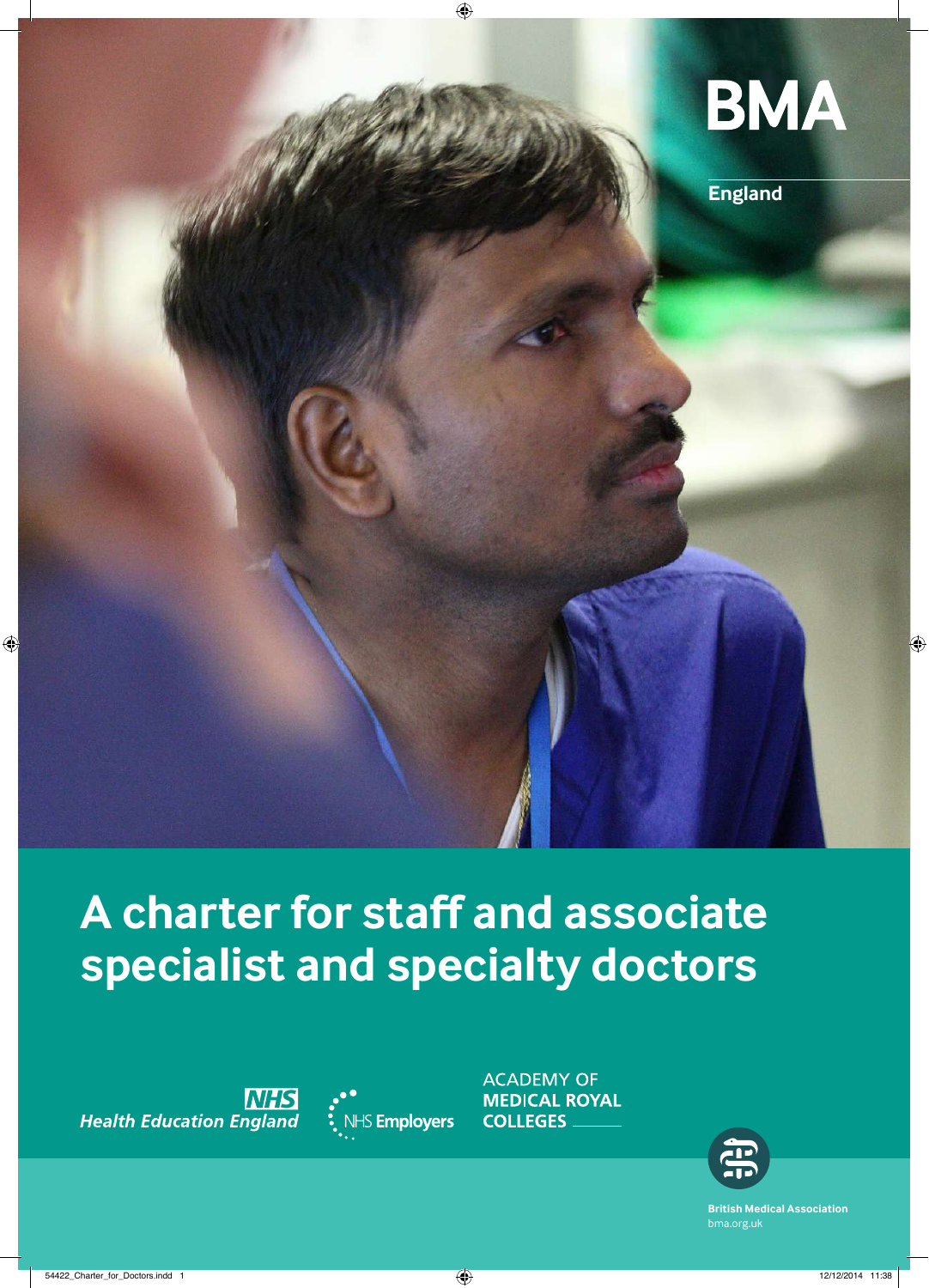BMA

England

# A charter for staff and associate specialist and specialty doctors

NHS Health Education England

NHS Employers

ACADEMY OF MEDICAL ROYAL COLLEGES

British Medical Association
bma.org.uk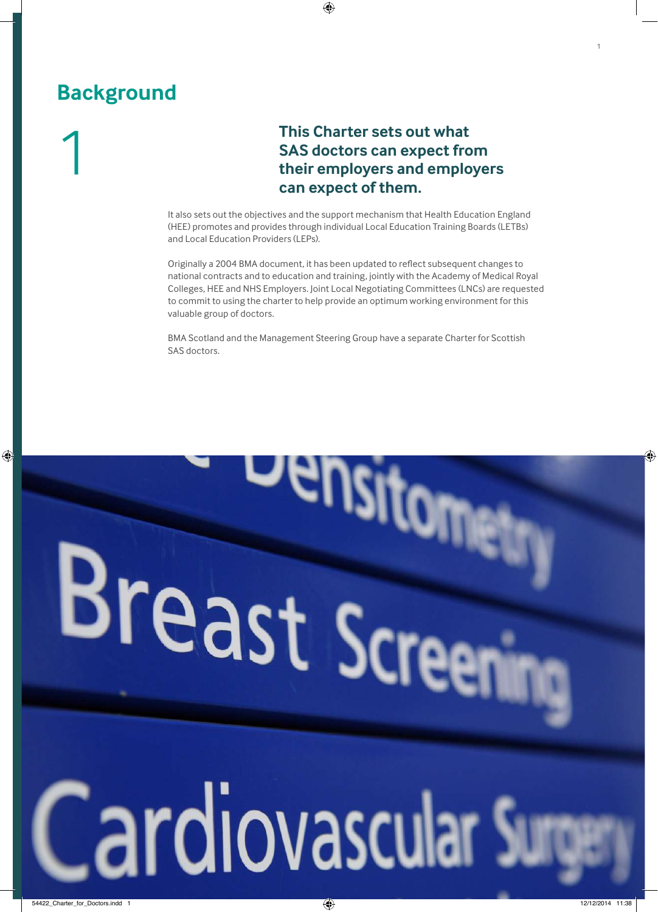## Background

1

**This Charter sets out what SAS doctors can expect from their employers and employers can expect of them.**

It also sets out the objectives and the support mechanism that Health Education England (HEE) promotes and provides through individual Local Education Training Boards (LETBs) and Local Education Providers (LEPs).

Originally a 2004 BMA document, it has been updated to reflect subsequent changes to national contracts and to education and training, jointly with the Academy of Medical Royal Colleges, HEE and NHS Employers. Joint Local Negotiating Committees (LNCs) are requested to commit to using the charter to help provide an optimum working environment for this valuable group of doctors.

BMA Scotland and the Management Steering Group have a separate Charter for Scottish SAS doctors.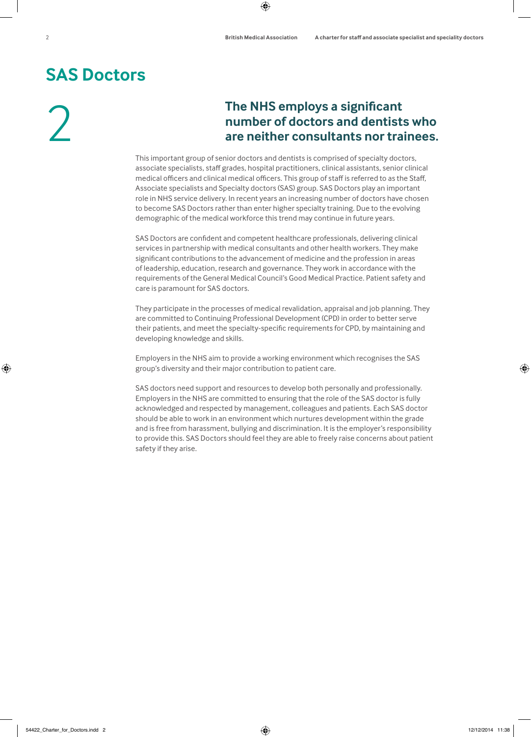# SAS Doctors

## 2

### The NHS employs a significant number of doctors and dentists who are neither consultants nor trainees.

This important group of senior doctors and dentists is comprised of specialty doctors, associate specialists, staff grades, hospital practitioners, clinical assistants, senior clinical medical officers and clinical medical officers. This group of staff is referred to as the Staff, Associate specialists and Specialty doctors (SAS) group. SAS Doctors play an important role in NHS service delivery. In recent years an increasing number of doctors have chosen to become SAS Doctors rather than enter higher specialty training. Due to the evolving demographic of the medical workforce this trend may continue in future years.

SAS Doctors are confident and competent healthcare professionals, delivering clinical services in partnership with medical consultants and other health workers. They make significant contributions to the advancement of medicine and the profession in areas of leadership, education, research and governance. They work in accordance with the requirements of the General Medical Council's Good Medical Practice. Patient safety and care is paramount for SAS doctors.

They participate in the processes of medical revalidation, appraisal and job planning. They are committed to Continuing Professional Development (CPD) in order to better serve their patients, and meet the specialty-specific requirements for CPD, by maintaining and developing knowledge and skills.

Employers in the NHS aim to provide a working environment which recognises the SAS group's diversity and their major contribution to patient care.

SAS doctors need support and resources to develop both personally and professionally. Employers in the NHS are committed to ensuring that the role of the SAS doctor is fully acknowledged and respected by management, colleagues and patients. Each SAS doctor should be able to work in an environment which nurtures development within the grade and is free from harassment, bullying and discrimination. It is the employer's responsibility to provide this. SAS Doctors should feel they are able to freely raise concerns about patient safety if they arise.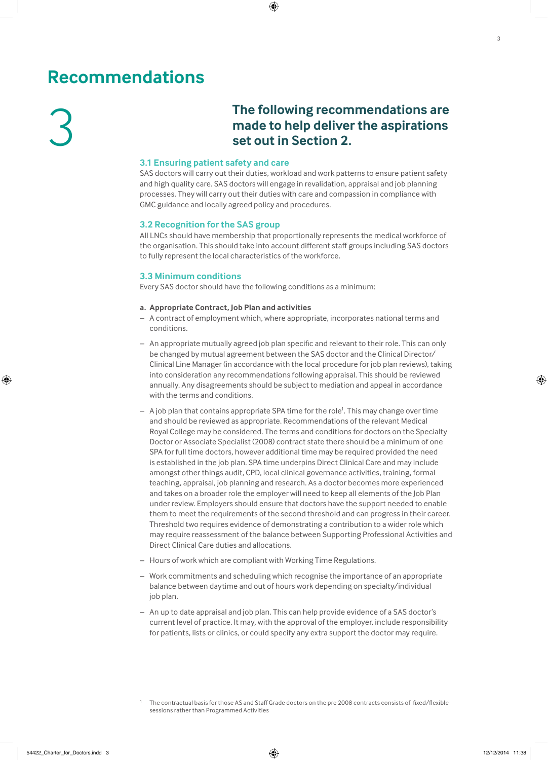# Recommendations

3

## The following recommendations are made to help deliver the aspirations set out in Section 2.

### 3.1 Ensuring patient safety and care

SAS doctors will carry out their duties, workload and work patterns to ensure patient safety and high quality care. SAS doctors will engage in revalidation, appraisal and job planning processes. They will carry out their duties with care and compassion in compliance with GMC guidance and locally agreed policy and procedures.

### 3.2 Recognition for the SAS group

All LNCs should have membership that proportionally represents the medical workforce of the organisation. This should take into account different staff groups including SAS doctors to fully represent the local characteristics of the workforce.

### 3.3 Minimum conditions

Every SAS doctor should have the following conditions as a minimum:

**a. Appropriate Contract, Job Plan and activities**

- A contract of employment which, where appropriate, incorporates national terms and conditions.
- An appropriate mutually agreed job plan specific and relevant to their role. This can only be changed by mutual agreement between the SAS doctor and the Clinical Director/Clinical Line Manager (in accordance with the local procedure for job plan reviews), taking into consideration any recommendations following appraisal. This should be reviewed annually. Any disagreements should be subject to mediation and appeal in accordance with the terms and conditions.
- A job plan that contains appropriate SPA time for the role[1]. This may change over time and should be reviewed as appropriate. Recommendations of the relevant Medical Royal College may be considered. The terms and conditions for doctors on the Specialty Doctor or Associate Specialist (2008) contract state there should be a minimum of one SPA for full time doctors, however additional time may be required provided the need is established in the job plan. SPA time underpins Direct Clinical Care and may include amongst other things audit, CPD, local clinical governance activities, training, formal teaching, appraisal, job planning and research. As a doctor becomes more experienced and takes on a broader role the employer will need to keep all elements of the Job Plan under review. Employers should ensure that doctors have the support needed to enable them to meet the requirements of the second threshold and can progress in their career. Threshold two requires evidence of demonstrating a contribution to a wider role which may require reassessment of the balance between Supporting Professional Activities and Direct Clinical Care duties and allocations.
- Hours of work which are compliant with Working Time Regulations.
- Work commitments and scheduling which recognise the importance of an appropriate balance between daytime and out of hours work depending on specialty/individual job plan.
- An up to date appraisal and job plan. This can help provide evidence of a SAS doctor's current level of practice. It may, with the approval of the employer, include responsibility for patients, lists or clinics, or could specify any extra support the doctor may require.

[1] The contractual basis for those AS and Staff Grade doctors on the pre 2008 contracts consists of fixed/flexible sessions rather than Programmed Activities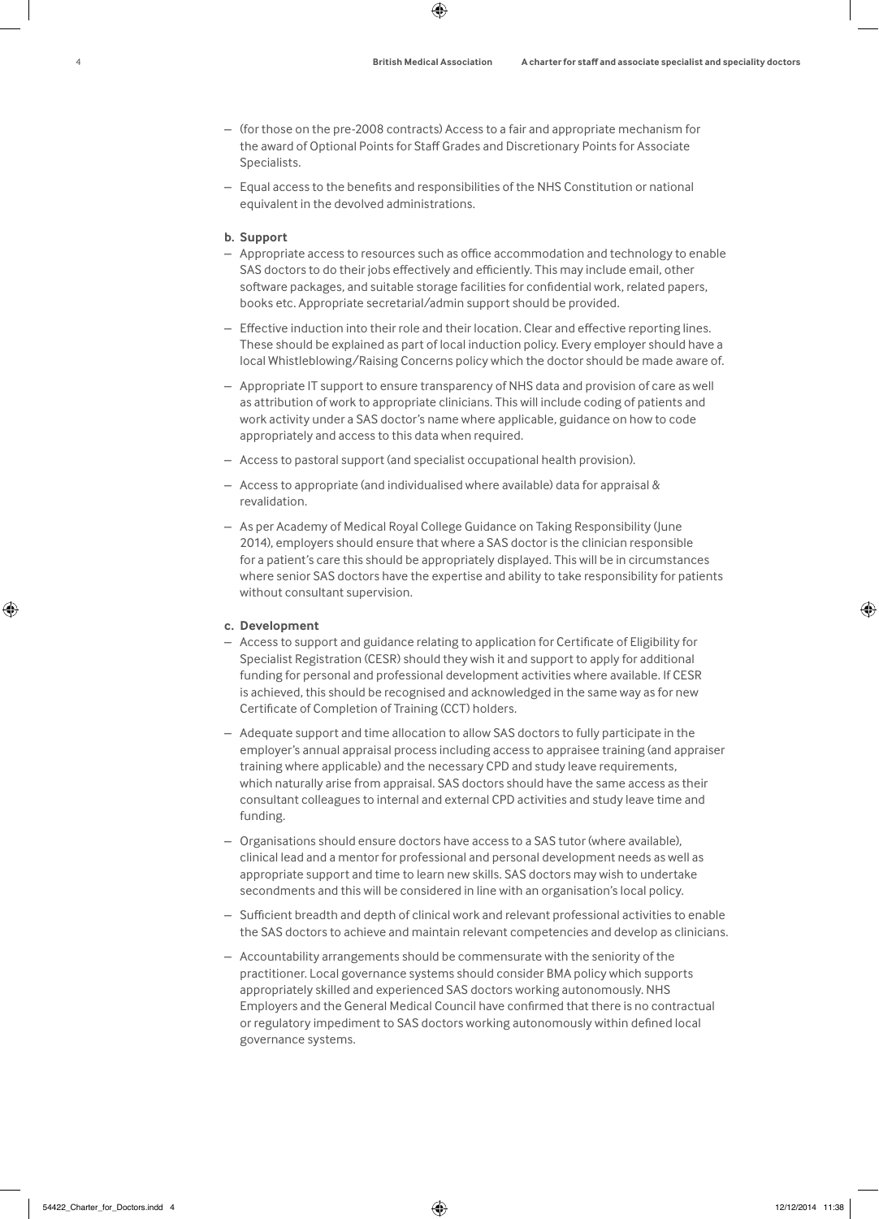- (for those on the pre-2008 contracts) Access to a fair and appropriate mechanism for the award of Optional Points for Staff Grades and Discretionary Points for Associate Specialists.
- Equal access to the benefits and responsibilities of the NHS Constitution or national equivalent in the devolved administrations.

**b. Support**

- Appropriate access to resources such as office accommodation and technology to enable SAS doctors to do their jobs effectively and efficiently. This may include email, other software packages, and suitable storage facilities for confidential work, related papers, books etc. Appropriate secretarial/admin support should be provided.
- Effective induction into their role and their location. Clear and effective reporting lines. These should be explained as part of local induction policy. Every employer should have a local Whistleblowing/Raising Concerns policy which the doctor should be made aware of.
- Appropriate IT support to ensure transparency of NHS data and provision of care as well as attribution of work to appropriate clinicians. This will include coding of patients and work activity under a SAS doctor's name where applicable, guidance on how to code appropriately and access to this data when required.
- Access to pastoral support (and specialist occupational health provision).
- Access to appropriate (and individualised where available) data for appraisal & revalidation.
- As per Academy of Medical Royal College Guidance on Taking Responsibility (June 2014), employers should ensure that where a SAS doctor is the clinician responsible for a patient's care this should be appropriately displayed. This will be in circumstances where senior SAS doctors have the expertise and ability to take responsibility for patients without consultant supervision.

**c. Development**

- Access to support and guidance relating to application for Certificate of Eligibility for Specialist Registration (CESR) should they wish it and support to apply for additional funding for personal and professional development activities where available. If CESR is achieved, this should be recognised and acknowledged in the same way as for new Certificate of Completion of Training (CCT) holders.
- Adequate support and time allocation to allow SAS doctors to fully participate in the employer's annual appraisal process including access to appraisee training (and appraiser training where applicable) and the necessary CPD and study leave requirements, which naturally arise from appraisal. SAS doctors should have the same access as their consultant colleagues to internal and external CPD activities and study leave time and funding.
- Organisations should ensure doctors have access to a SAS tutor (where available), clinical lead and a mentor for professional and personal development needs as well as appropriate support and time to learn new skills. SAS doctors may wish to undertake secondments and this will be considered in line with an organisation's local policy.
- Sufficient breadth and depth of clinical work and relevant professional activities to enable the SAS doctors to achieve and maintain relevant competencies and develop as clinicians.
- Accountability arrangements should be commensurate with the seniority of the practitioner. Local governance systems should consider BMA policy which supports appropriately skilled and experienced SAS doctors working autonomously. NHS Employers and the General Medical Council have confirmed that there is no contractual or regulatory impediment to SAS doctors working autonomously within defined local governance systems.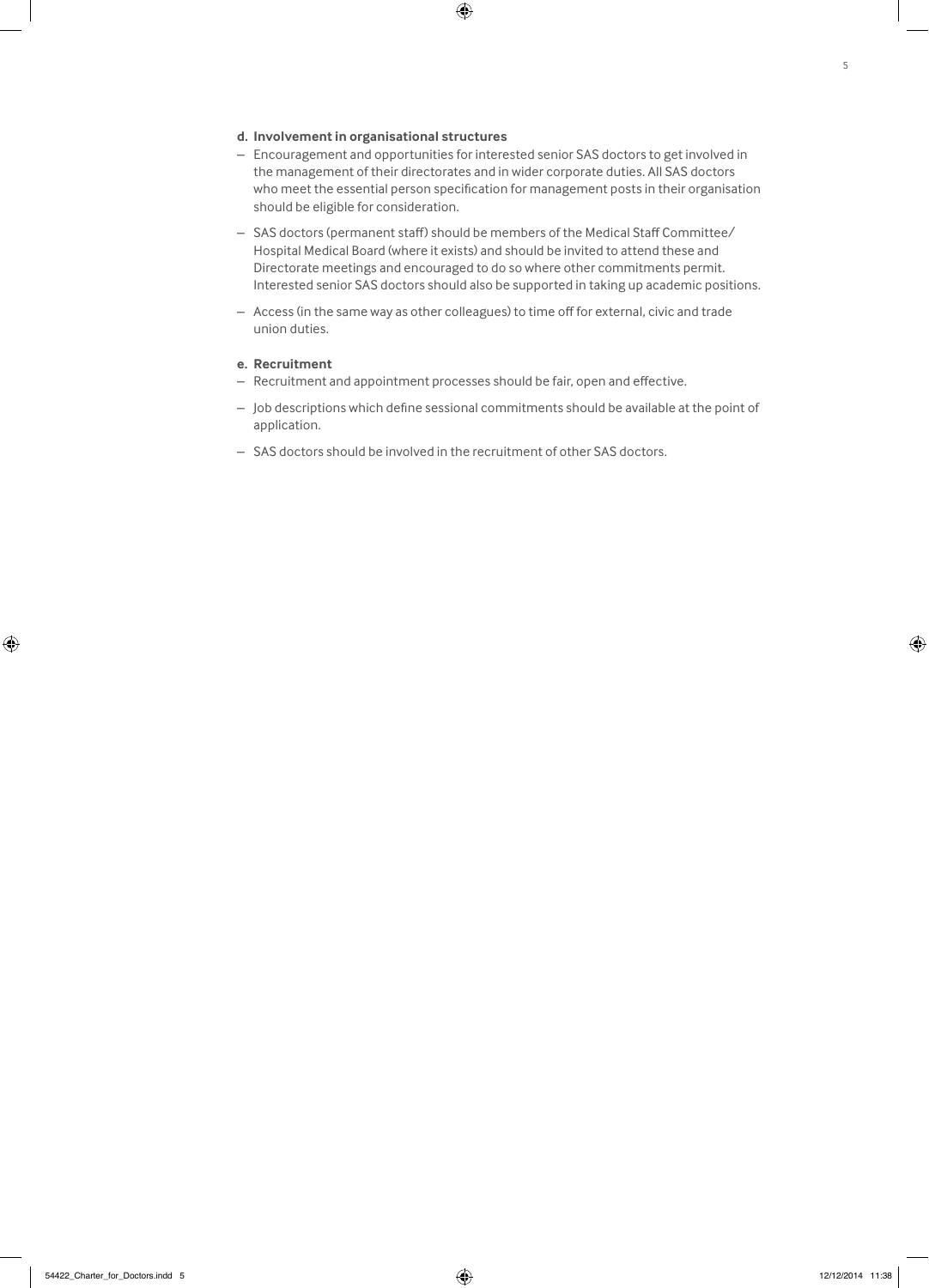**d. Involvement in organisational structures**

– Encouragement and opportunities for interested senior SAS doctors to get involved in the management of their directorates and in wider corporate duties. All SAS doctors who meet the essential person specification for management posts in their organisation should be eligible for consideration.

– SAS doctors (permanent staff) should be members of the Medical Staff Committee/ Hospital Medical Board (where it exists) and should be invited to attend these and Directorate meetings and encouraged to do so where other commitments permit. Interested senior SAS doctors should also be supported in taking up academic positions.

– Access (in the same way as other colleagues) to time off for external, civic and trade union duties.

**e. Recruitment**

– Recruitment and appointment processes should be fair, open and effective.

– Job descriptions which define sessional commitments should be available at the point of application.

– SAS doctors should be involved in the recruitment of other SAS doctors.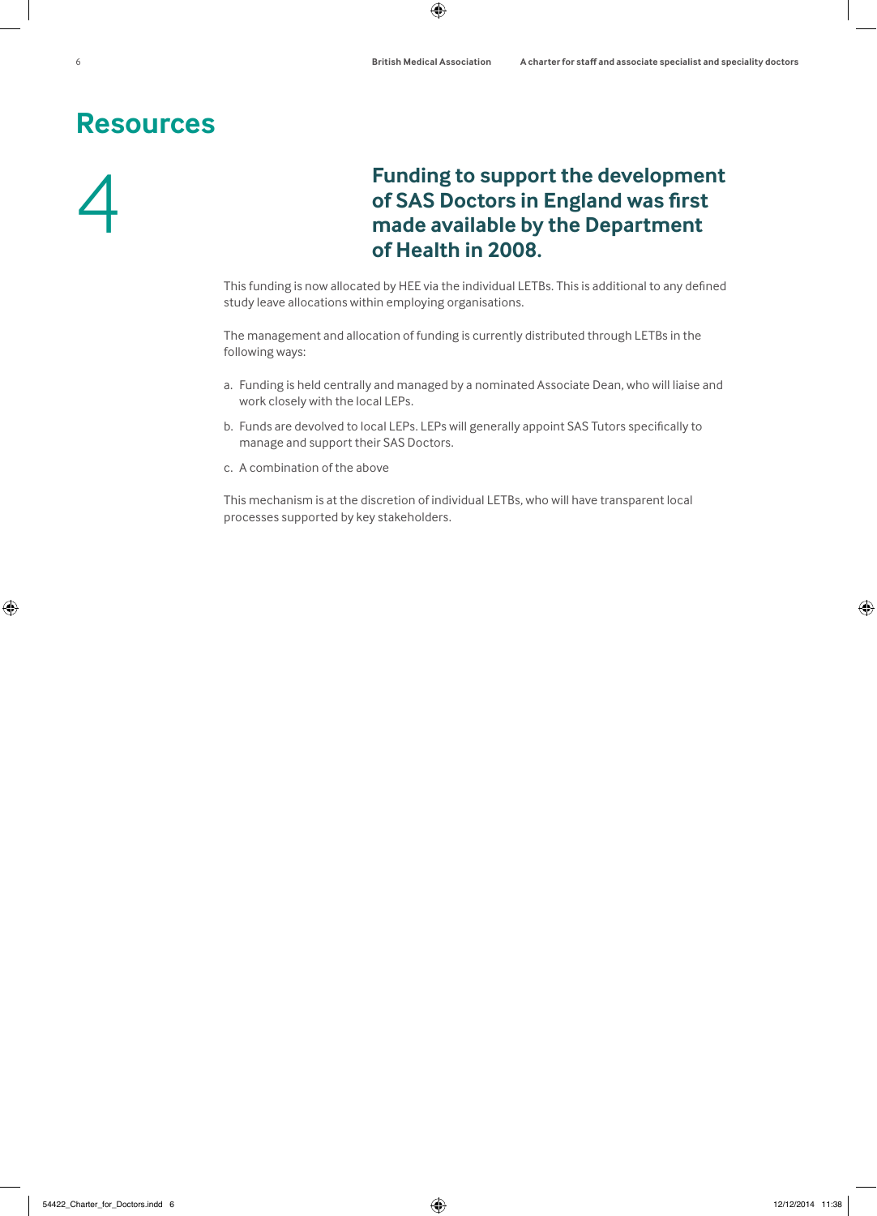# Resources

4

## Funding to support the development of SAS Doctors in England was first made available by the Department of Health in 2008.

This funding is now allocated by HEE via the individual LETBs. This is additional to any defined study leave allocations within employing organisations.

The management and allocation of funding is currently distributed through LETBs in the following ways:

a. Funding is held centrally and managed by a nominated Associate Dean, who will liaise and work closely with the local LEPs.

b. Funds are devolved to local LEPs. LEPs will generally appoint SAS Tutors specifically to manage and support their SAS Doctors.

c. A combination of the above

This mechanism is at the discretion of individual LETBs, who will have transparent local processes supported by key stakeholders.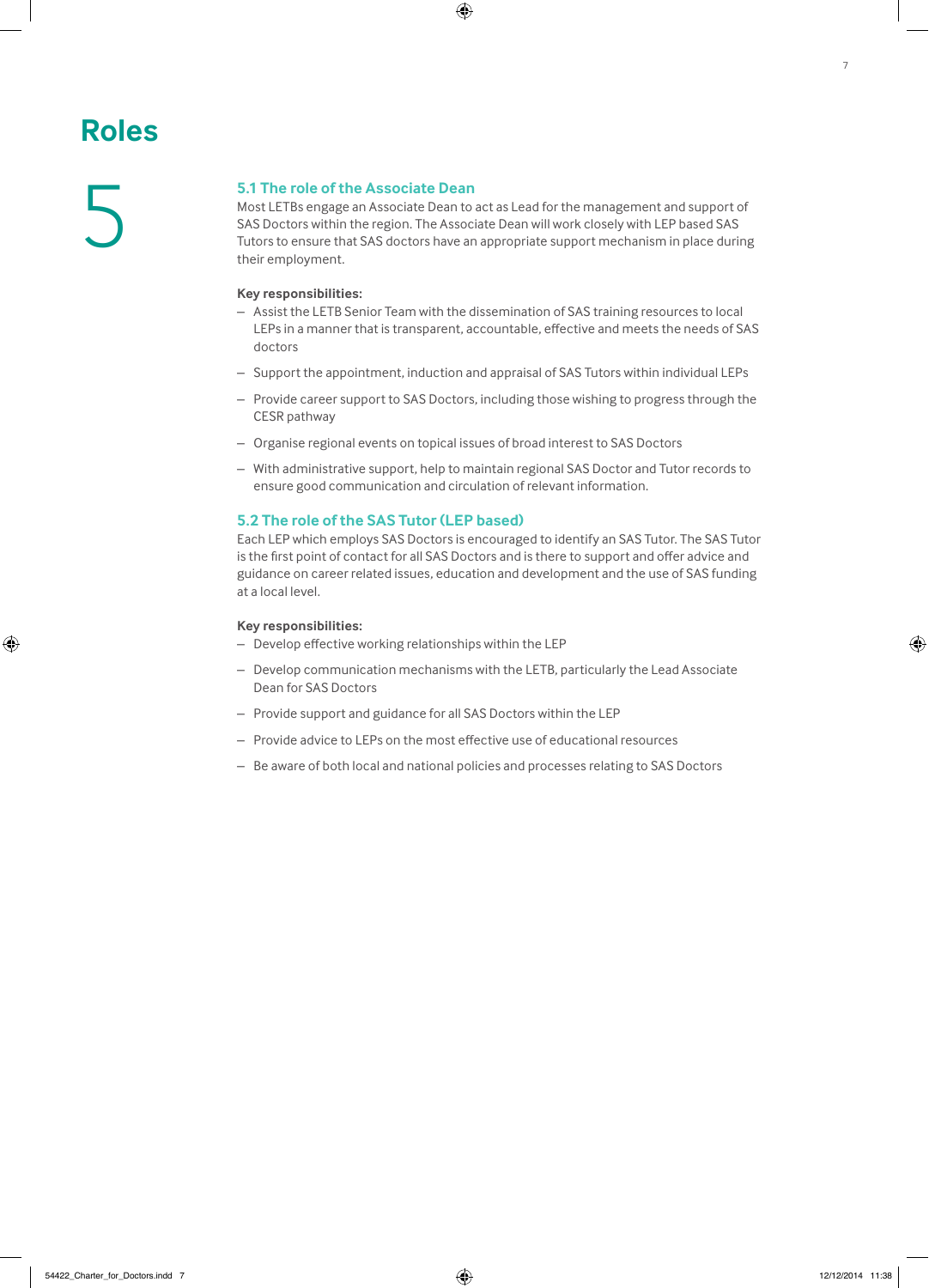# Roles

## 5

### 5.1 The role of the Associate Dean

Most LETBs engage an Associate Dean to act as Lead for the management and support of SAS Doctors within the region. The Associate Dean will work closely with LEP based SAS Tutors to ensure that SAS doctors have an appropriate support mechanism in place during their employment.

**Key responsibilities:**

- Assist the LETB Senior Team with the dissemination of SAS training resources to local LEPs in a manner that is transparent, accountable, effective and meets the needs of SAS doctors
- Support the appointment, induction and appraisal of SAS Tutors within individual LEPs
- Provide career support to SAS Doctors, including those wishing to progress through the CESR pathway
- Organise regional events on topical issues of broad interest to SAS Doctors
- With administrative support, help to maintain regional SAS Doctor and Tutor records to ensure good communication and circulation of relevant information.

### 5.2 The role of the SAS Tutor (LEP based)

Each LEP which employs SAS Doctors is encouraged to identify an SAS Tutor. The SAS Tutor is the first point of contact for all SAS Doctors and is there to support and offer advice and guidance on career related issues, education and development and the use of SAS funding at a local level.

**Key responsibilities:**

- Develop effective working relationships within the LEP
- Develop communication mechanisms with the LETB, particularly the Lead Associate Dean for SAS Doctors
- Provide support and guidance for all SAS Doctors within the LEP
- Provide advice to LEPs on the most effective use of educational resources
- Be aware of both local and national policies and processes relating to SAS Doctors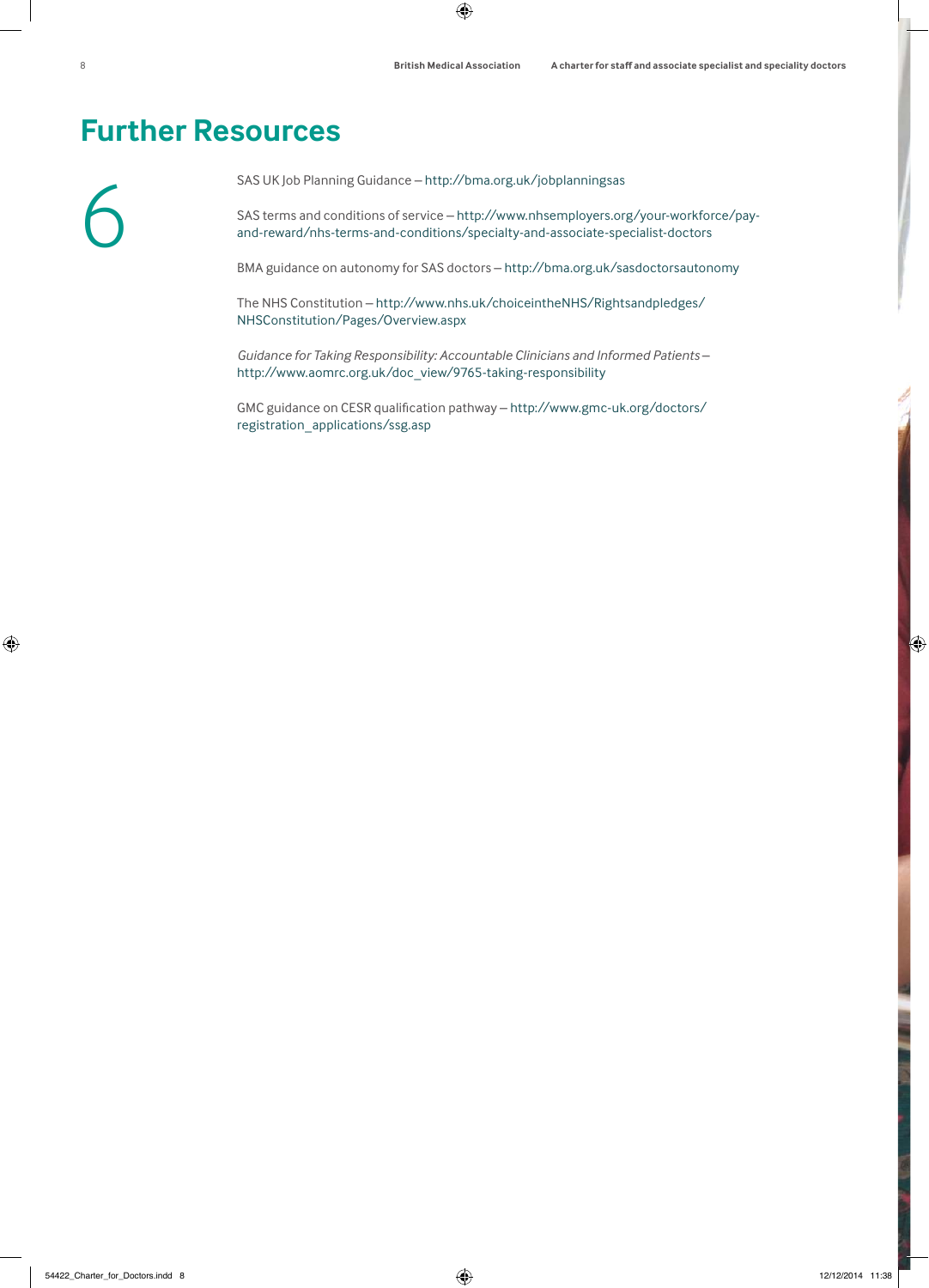# Further Resources

6

SAS UK Job Planning Guidance – http://bma.org.uk/jobplanningsas

SAS terms and conditions of service – http://www.nhsemployers.org/your-workforce/pay-and-reward/nhs-terms-and-conditions/specialty-and-associate-specialist-doctors

BMA guidance on autonomy for SAS doctors – http://bma.org.uk/sasdoctorsautonomy

The NHS Constitution – http://www.nhs.uk/choiceintheNHS/Rightsandpledges/NHSConstitution/Pages/Overview.aspx

*Guidance for Taking Responsibility: Accountable Clinicians and Informed Patients* – http://www.aomrc.org.uk/doc_view/9765-taking-responsibility

GMC guidance on CESR qualification pathway – http://www.gmc-uk.org/doctors/registration_applications/ssg.asp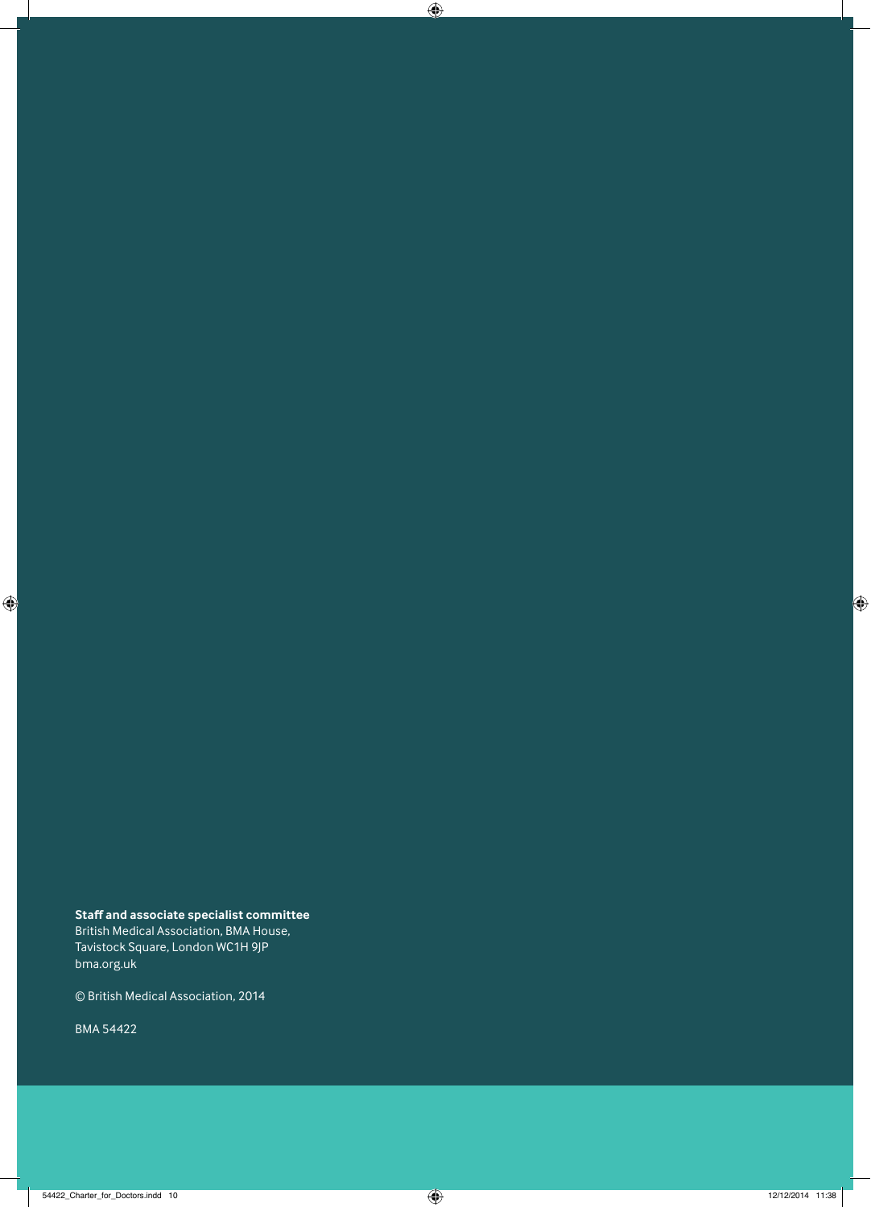**Staff and associate specialist committee**
British Medical Association, BMA House,
Tavistock Square, London WC1H 9JP
bma.org.uk

© British Medical Association, 2014

BMA 54422